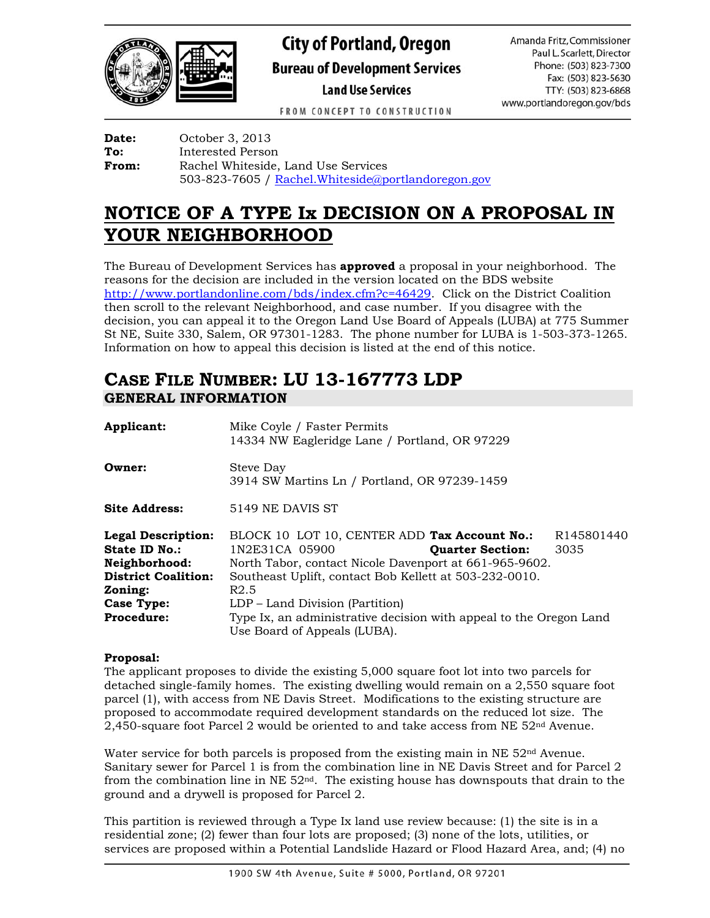# City of Portland, Oregon
## Bureau of Development Services
### Land Use Services

FROM CONCEPT TO CONSTRUCTION

Amanda Fritz, Commissioner
Paul L. Scarlett, Director
Phone: (503) 823-7300
Fax: (503) 823-5630
TTY: (503) 823-6868
www.portlandoregon.gov/bds

**Date:** October 3, 2013
**To:** Interested Person
**From:** Rachel Whiteside, Land Use Services
503-823-7605 / Rachel.Whiteside@portlandoregon.gov

# NOTICE OF A TYPE Ix DECISION ON A PROPOSAL IN YOUR NEIGHBORHOOD

The Bureau of Development Services has **approved** a proposal in your neighborhood. The reasons for the decision are included in the version located on the BDS website http://www.portlandonline.com/bds/index.cfm?c=46429. Click on the District Coalition then scroll to the relevant Neighborhood, and case number. If you disagree with the decision, you can appeal it to the Oregon Land Use Board of Appeals (LUBA) at 775 Summer St NE, Suite 330, Salem, OR 97301-1283. The phone number for LUBA is 1-503-373-1265. Information on how to appeal this decision is listed at the end of this notice.

## CASE FILE NUMBER: LU 13-167773 LDP

### GENERAL INFORMATION

**Applicant:** Mike Coyle / Faster Permits
14334 NW Eagleridge Lane / Portland, OR 97229

**Owner:** Steve Day
3914 SW Martins Ln / Portland, OR 97239-1459

**Site Address:** 5149 NE DAVIS ST

**Legal Description:** BLOCK 10 LOT 10, CENTER ADD **Tax Account No.:** R145801440
**State ID No.:** 1N2E31CA 05900 **Quarter Section:** 3035
**Neighborhood:** North Tabor, contact Nicole Davenport at 661-965-9602.
**District Coalition:** Southeast Uplift, contact Bob Kellett at 503-232-0010.
**Zoning:** R2.5
**Case Type:** LDP – Land Division (Partition)
**Procedure:** Type Ix, an administrative decision with appeal to the Oregon Land Use Board of Appeals (LUBA).

**Proposal:**
The applicant proposes to divide the existing 5,000 square foot lot into two parcels for detached single-family homes. The existing dwelling would remain on a 2,550 square foot parcel (1), with access from NE Davis Street. Modifications to the existing structure are proposed to accommodate required development standards on the reduced lot size. The 2,450-square foot Parcel 2 would be oriented to and take access from NE 52nd Avenue.

Water service for both parcels is proposed from the existing main in NE 52nd Avenue. Sanitary sewer for Parcel 1 is from the combination line in NE Davis Street and for Parcel 2 from the combination line in NE 52nd. The existing house has downspouts that drain to the ground and a drywell is proposed for Parcel 2.

This partition is reviewed through a Type Ix land use review because: (1) the site is in a residential zone; (2) fewer than four lots are proposed; (3) none of the lots, utilities, or services are proposed within a Potential Landslide Hazard or Flood Hazard Area, and; (4) no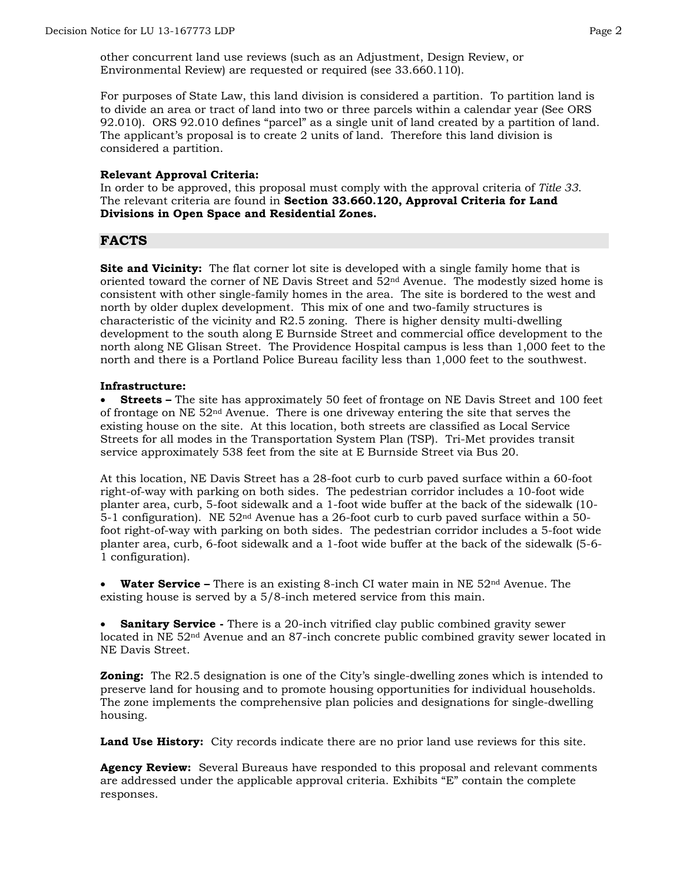other concurrent land use reviews (such as an Adjustment, Design Review, or Environmental Review) are requested or required (see 33.660.110).

For purposes of State Law, this land division is considered a partition. To partition land is to divide an area or tract of land into two or three parcels within a calendar year (See ORS 92.010). ORS 92.010 defines "parcel" as a single unit of land created by a partition of land. The applicant's proposal is to create 2 units of land. Therefore this land division is considered a partition.

**Relevant Approval Criteria:**
In order to be approved, this proposal must comply with the approval criteria of *Title 33*. The relevant criteria are found in **Section 33.660.120, Approval Criteria for Land Divisions in Open Space and Residential Zones.**

## FACTS

**Site and Vicinity:** The flat corner lot site is developed with a single family home that is oriented toward the corner of NE Davis Street and 52nd Avenue. The modestly sized home is consistent with other single-family homes in the area. The site is bordered to the west and north by older duplex development. This mix of one and two-family structures is characteristic of the vicinity and R2.5 zoning. There is higher density multi-dwelling development to the south along E Burnside Street and commercial office development to the north along NE Glisan Street. The Providence Hospital campus is less than 1,000 feet to the north and there is a Portland Police Bureau facility less than 1,000 feet to the southwest.

**Infrastructure:**

- **Streets –** The site has approximately 50 feet of frontage on NE Davis Street and 100 feet of frontage on NE 52nd Avenue. There is one driveway entering the site that serves the existing house on the site. At this location, both streets are classified as Local Service Streets for all modes in the Transportation System Plan (TSP). Tri-Met provides transit service approximately 538 feet from the site at E Burnside Street via Bus 20.

At this location, NE Davis Street has a 28-foot curb to curb paved surface within a 60-foot right-of-way with parking on both sides. The pedestrian corridor includes a 10-foot wide planter area, curb, 5-foot sidewalk and a 1-foot wide buffer at the back of the sidewalk (10-5-1 configuration). NE 52nd Avenue has a 26-foot curb to curb paved surface within a 50-foot right-of-way with parking on both sides. The pedestrian corridor includes a 5-foot wide planter area, curb, 6-foot sidewalk and a 1-foot wide buffer at the back of the sidewalk (5-6-1 configuration).

- **Water Service –** There is an existing 8-inch CI water main in NE 52nd Avenue. The existing house is served by a 5/8-inch metered service from this main.

- **Sanitary Service -** There is a 20-inch vitrified clay public combined gravity sewer located in NE 52nd Avenue and an 87-inch concrete public combined gravity sewer located in NE Davis Street.

**Zoning:** The R2.5 designation is one of the City's single-dwelling zones which is intended to preserve land for housing and to promote housing opportunities for individual households. The zone implements the comprehensive plan policies and designations for single-dwelling housing.

**Land Use History:** City records indicate there are no prior land use reviews for this site.

**Agency Review:** Several Bureaus have responded to this proposal and relevant comments are addressed under the applicable approval criteria. Exhibits "E" contain the complete responses.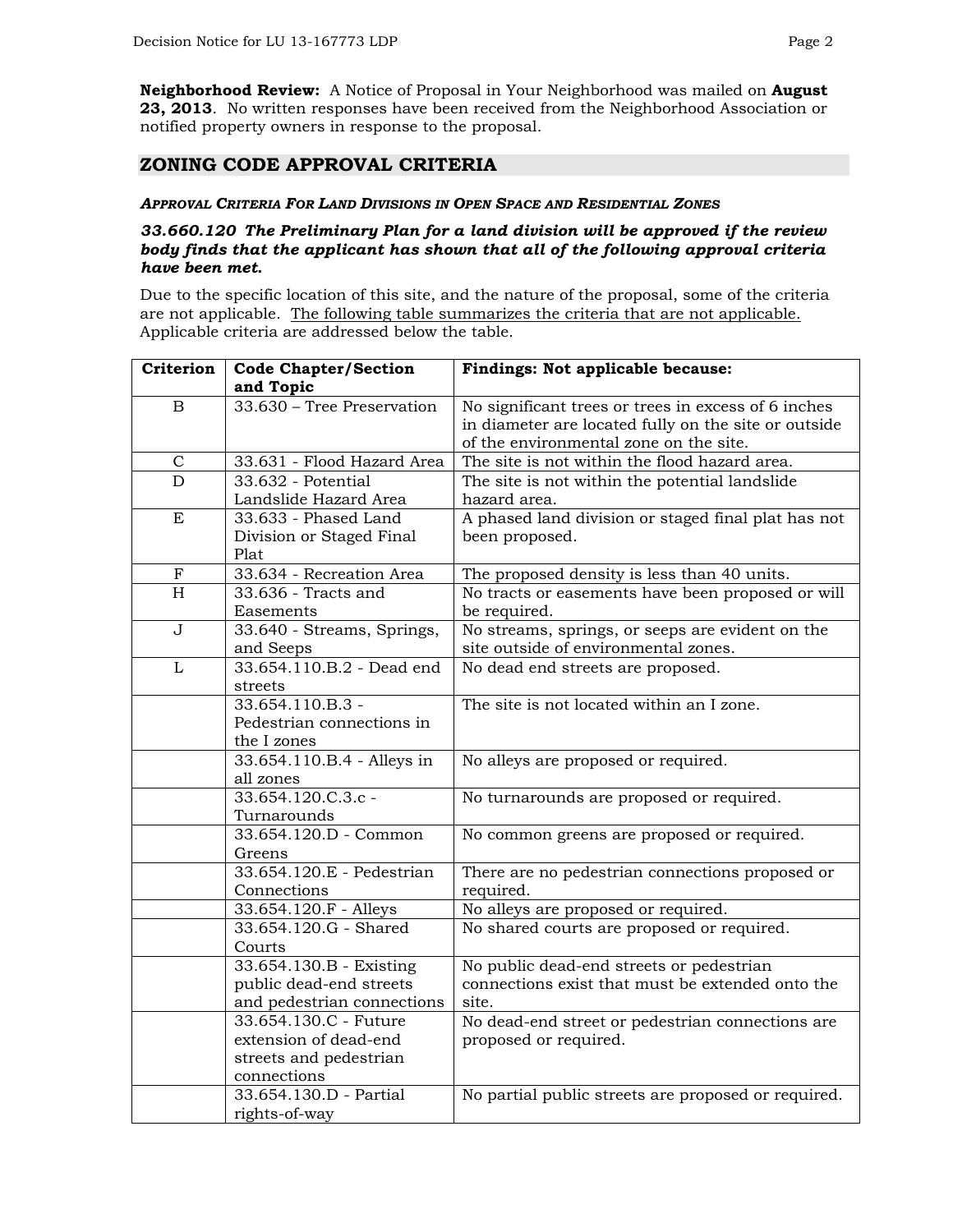**Neighborhood Review:** A Notice of Proposal in Your Neighborhood was mailed on **August 23, 2013**. No written responses have been received from the Neighborhood Association or notified property owners in response to the proposal.

## ZONING CODE APPROVAL CRITERIA

***Approval Criteria For Land Divisions in Open Space and Residential Zones***

***33.660.120 The Preliminary Plan for a land division will be approved if the review body finds that the applicant has shown that all of the following approval criteria have been met.***

Due to the specific location of this site, and the nature of the proposal, some of the criteria are not applicable. The following table summarizes the criteria that are not applicable. Applicable criteria are addressed below the table.

| Criterion | Code Chapter/Section and Topic | Findings: Not applicable because: |
|---|---|---|
| B | 33.630 – Tree Preservation | No significant trees or trees in excess of 6 inches in diameter are located fully on the site or outside of the environmental zone on the site. |
| C | 33.631 - Flood Hazard Area | The site is not within the flood hazard area. |
| D | 33.632 - Potential Landslide Hazard Area | The site is not within the potential landslide hazard area. |
| E | 33.633 - Phased Land Division or Staged Final Plat | A phased land division or staged final plat has not been proposed. |
| F | 33.634 - Recreation Area | The proposed density is less than 40 units. |
| H | 33.636 - Tracts and Easements | No tracts or easements have been proposed or will be required. |
| J | 33.640 - Streams, Springs, and Seeps | No streams, springs, or seeps are evident on the site outside of environmental zones. |
| L | 33.654.110.B.2 - Dead end streets | No dead end streets are proposed. |
| | 33.654.110.B.3 - Pedestrian connections in the I zones | The site is not located within an I zone. |
| | 33.654.110.B.4 - Alleys in all zones | No alleys are proposed or required. |
| | 33.654.120.C.3.c - Turnarounds | No turnarounds are proposed or required. |
| | 33.654.120.D - Common Greens | No common greens are proposed or required. |
| | 33.654.120.E - Pedestrian Connections | There are no pedestrian connections proposed or required. |
| | 33.654.120.F - Alleys | No alleys are proposed or required. |
| | 33.654.120.G - Shared Courts | No shared courts are proposed or required. |
| | 33.654.130.B - Existing public dead-end streets and pedestrian connections | No public dead-end streets or pedestrian connections exist that must be extended onto the site. |
| | 33.654.130.C - Future extension of dead-end streets and pedestrian connections | No dead-end street or pedestrian connections are proposed or required. |
| | 33.654.130.D - Partial rights-of-way | No partial public streets are proposed or required. |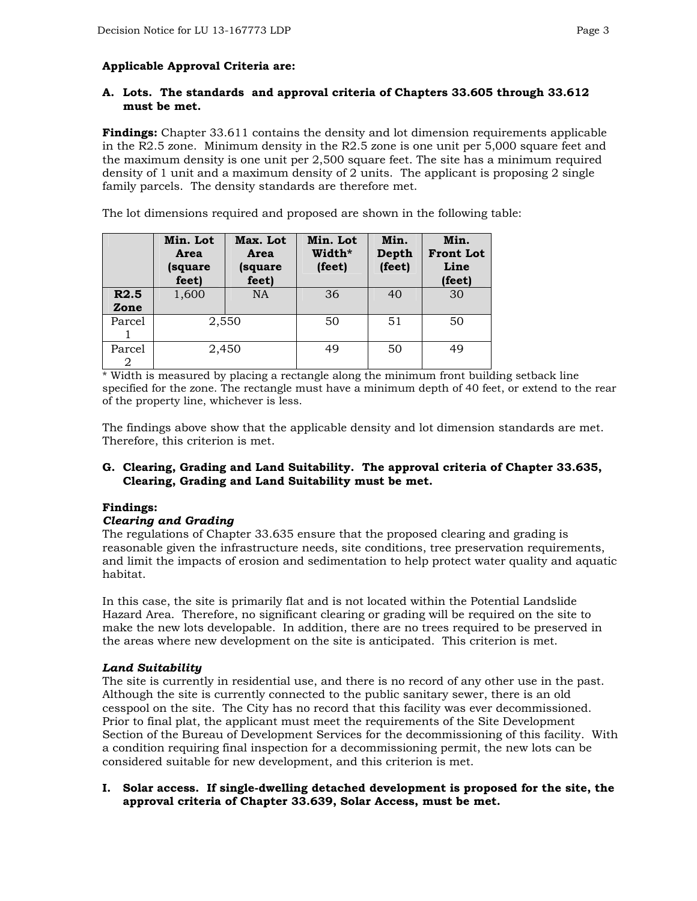**Applicable Approval Criteria are:**

**A. Lots. The standards and approval criteria of Chapters 33.605 through 33.612 must be met.**

**Findings:** Chapter 33.611 contains the density and lot dimension requirements applicable in the R2.5 zone. Minimum density in the R2.5 zone is one unit per 5,000 square feet and the maximum density is one unit per 2,500 square feet. The site has a minimum required density of 1 unit and a maximum density of 2 units. The applicant is proposing 2 single family parcels. The density standards are therefore met.

The lot dimensions required and proposed are shown in the following table:

| | Min. Lot Area (square feet) | Max. Lot Area (square feet) | Min. Lot Width* (feet) | Min. Depth (feet) | Min. Front Lot Line (feet) |
|---|---|---|---|---|---|
| **R2.5 Zone** | 1,600 | NA | 36 | 40 | 30 |
| Parcel 1 | 2,550 | | 50 | 51 | 50 |
| Parcel 2 | 2,450 | | 49 | 50 | 49 |

\* Width is measured by placing a rectangle along the minimum front building setback line specified for the zone. The rectangle must have a minimum depth of 40 feet, or extend to the rear of the property line, whichever is less.

The findings above show that the applicable density and lot dimension standards are met. Therefore, this criterion is met.

**G. Clearing, Grading and Land Suitability. The approval criteria of Chapter 33.635, Clearing, Grading and Land Suitability must be met.**

**Findings:**

***Clearing and Grading***

The regulations of Chapter 33.635 ensure that the proposed clearing and grading is reasonable given the infrastructure needs, site conditions, tree preservation requirements, and limit the impacts of erosion and sedimentation to help protect water quality and aquatic habitat.

In this case, the site is primarily flat and is not located within the Potential Landslide Hazard Area. Therefore, no significant clearing or grading will be required on the site to make the new lots developable. In addition, there are no trees required to be preserved in the areas where new development on the site is anticipated. This criterion is met.

***Land Suitability***

The site is currently in residential use, and there is no record of any other use in the past. Although the site is currently connected to the public sanitary sewer, there is an old cesspool on the site. The City has no record that this facility was ever decommissioned. Prior to final plat, the applicant must meet the requirements of the Site Development Section of the Bureau of Development Services for the decommissioning of this facility. With a condition requiring final inspection for a decommissioning permit, the new lots can be considered suitable for new development, and this criterion is met.

**I. Solar access. If single-dwelling detached development is proposed for the site, the approval criteria of Chapter 33.639, Solar Access, must be met.**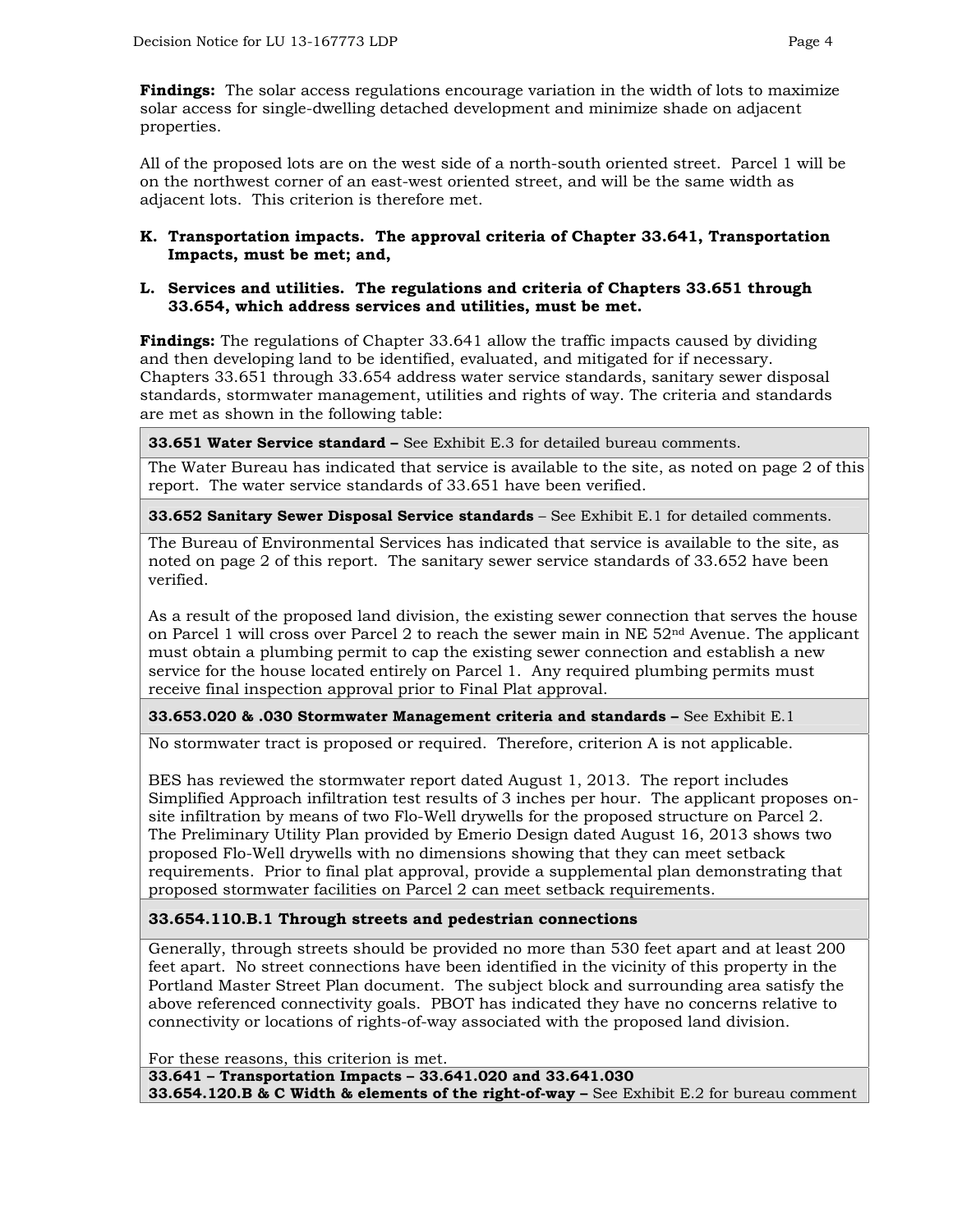**Findings:** The solar access regulations encourage variation in the width of lots to maximize solar access for single-dwelling detached development and minimize shade on adjacent properties.

All of the proposed lots are on the west side of a north-south oriented street. Parcel 1 will be on the northwest corner of an east-west oriented street, and will be the same width as adjacent lots. This criterion is therefore met.

**K. Transportation impacts. The approval criteria of Chapter 33.641, Transportation Impacts, must be met; and,**

**L. Services and utilities. The regulations and criteria of Chapters 33.651 through 33.654, which address services and utilities, must be met.**

**Findings:** The regulations of Chapter 33.641 allow the traffic impacts caused by dividing and then developing land to be identified, evaluated, and mitigated for if necessary. Chapters 33.651 through 33.654 address water service standards, sanitary sewer disposal standards, stormwater management, utilities and rights of way. The criteria and standards are met as shown in the following table:

| **33.651 Water Service standard –** See Exhibit E.3 for detailed bureau comments. |
|---|
| The Water Bureau has indicated that service is available to the site, as noted on page 2 of this report. The water service standards of 33.651 have been verified. |
| **33.652 Sanitary Sewer Disposal Service standards** – See Exhibit E.1 for detailed comments. |
| The Bureau of Environmental Services has indicated that service is available to the site, as noted on page 2 of this report. The sanitary sewer service standards of 33.652 have been verified.<br><br>As a result of the proposed land division, the existing sewer connection that serves the house on Parcel 1 will cross over Parcel 2 to reach the sewer main in NE 52nd Avenue. The applicant must obtain a plumbing permit to cap the existing sewer connection and establish a new service for the house located entirely on Parcel 1. Any required plumbing permits must receive final inspection approval prior to Final Plat approval. |
| **33.653.020 & .030 Stormwater Management criteria and standards –** See Exhibit E.1 |
| No stormwater tract is proposed or required. Therefore, criterion A is not applicable.<br><br>BES has reviewed the stormwater report dated August 1, 2013. The report includes Simplified Approach infiltration test results of 3 inches per hour. The applicant proposes on-site infiltration by means of two Flo-Well drywells for the proposed structure on Parcel 2. The Preliminary Utility Plan provided by Emerio Design dated August 16, 2013 shows two proposed Flo-Well drywells with no dimensions showing that they can meet setback requirements. Prior to final plat approval, provide a supplemental plan demonstrating that proposed stormwater facilities on Parcel 2 can meet setback requirements. |
| **33.654.110.B.1 Through streets and pedestrian connections** |
| Generally, through streets should be provided no more than 530 feet apart and at least 200 feet apart. No street connections have been identified in the vicinity of this property in the Portland Master Street Plan document. The subject block and surrounding area satisfy the above referenced connectivity goals. PBOT has indicated they have no concerns relative to connectivity or locations of rights-of-way associated with the proposed land division.<br><br>For these reasons, this criterion is met. |
| **33.641 – Transportation Impacts – 33.641.020 and 33.641.030**<br>**33.654.120.B & C Width & elements of the right-of-way –** See Exhibit E.2 for bureau comment |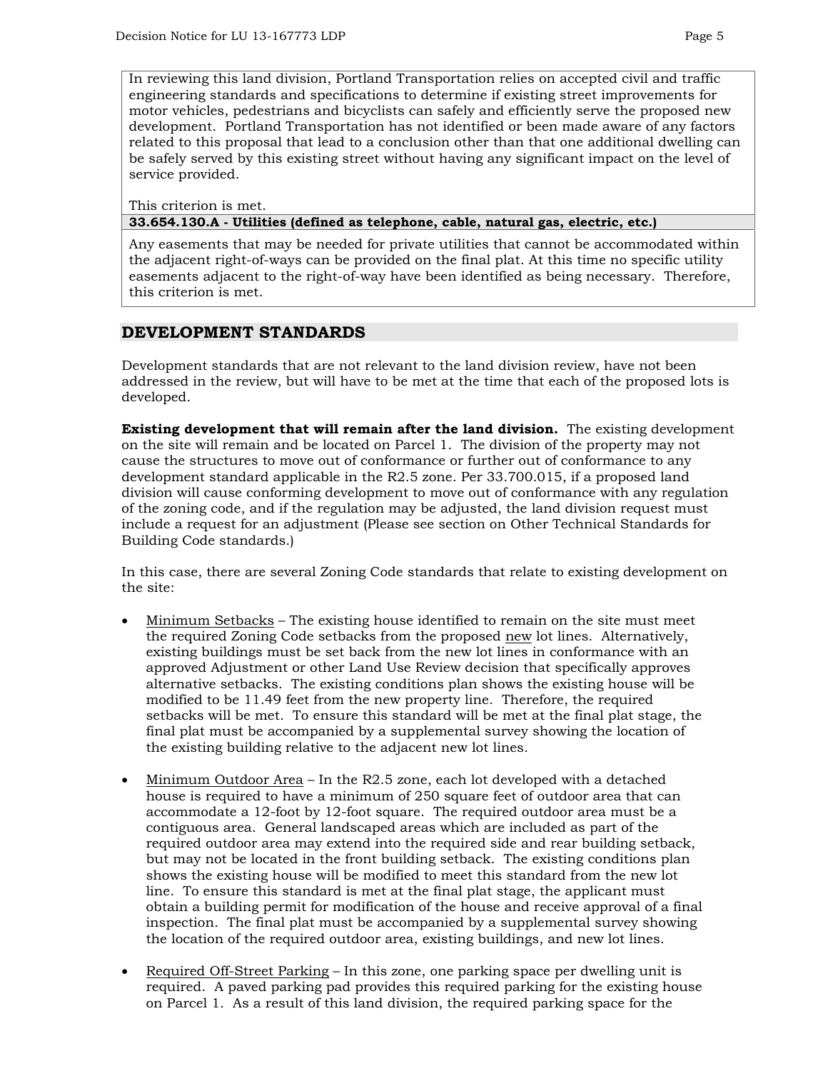In reviewing this land division, Portland Transportation relies on accepted civil and traffic engineering standards and specifications to determine if existing street improvements for motor vehicles, pedestrians and bicyclists can safely and efficiently serve the proposed new development. Portland Transportation has not identified or been made aware of any factors related to this proposal that lead to a conclusion other than that one additional dwelling can be safely served by this existing street without having any significant impact on the level of service provided.

This criterion is met.

**33.654.130.A - Utilities (defined as telephone, cable, natural gas, electric, etc.)**

Any easements that may be needed for private utilities that cannot be accommodated within the adjacent right-of-ways can be provided on the final plat. At this time no specific utility easements adjacent to the right-of-way have been identified as being necessary. Therefore, this criterion is met.

## DEVELOPMENT STANDARDS

Development standards that are not relevant to the land division review, have not been addressed in the review, but will have to be met at the time that each of the proposed lots is developed.

**Existing development that will remain after the land division.** The existing development on the site will remain and be located on Parcel 1. The division of the property may not cause the structures to move out of conformance or further out of conformance to any development standard applicable in the R2.5 zone. Per 33.700.015, if a proposed land division will cause conforming development to move out of conformance with any regulation of the zoning code, and if the regulation may be adjusted, the land division request must include a request for an adjustment (Please see section on Other Technical Standards for Building Code standards.)

In this case, there are several Zoning Code standards that relate to existing development on the site:

- Minimum Setbacks – The existing house identified to remain on the site must meet the required Zoning Code setbacks from the proposed new lot lines. Alternatively, existing buildings must be set back from the new lot lines in conformance with an approved Adjustment or other Land Use Review decision that specifically approves alternative setbacks. The existing conditions plan shows the existing house will be modified to be 11.49 feet from the new property line. Therefore, the required setbacks will be met. To ensure this standard will be met at the final plat stage, the final plat must be accompanied by a supplemental survey showing the location of the existing building relative to the adjacent new lot lines.

- Minimum Outdoor Area – In the R2.5 zone, each lot developed with a detached house is required to have a minimum of 250 square feet of outdoor area that can accommodate a 12-foot by 12-foot square. The required outdoor area must be a contiguous area. General landscaped areas which are included as part of the required outdoor area may extend into the required side and rear building setback, but may not be located in the front building setback. The existing conditions plan shows the existing house will be modified to meet this standard from the new lot line. To ensure this standard is met at the final plat stage, the applicant must obtain a building permit for modification of the house and receive approval of a final inspection. The final plat must be accompanied by a supplemental survey showing the location of the required outdoor area, existing buildings, and new lot lines.

- Required Off-Street Parking – In this zone, one parking space per dwelling unit is required. A paved parking pad provides this required parking for the existing house on Parcel 1. As a result of this land division, the required parking space for the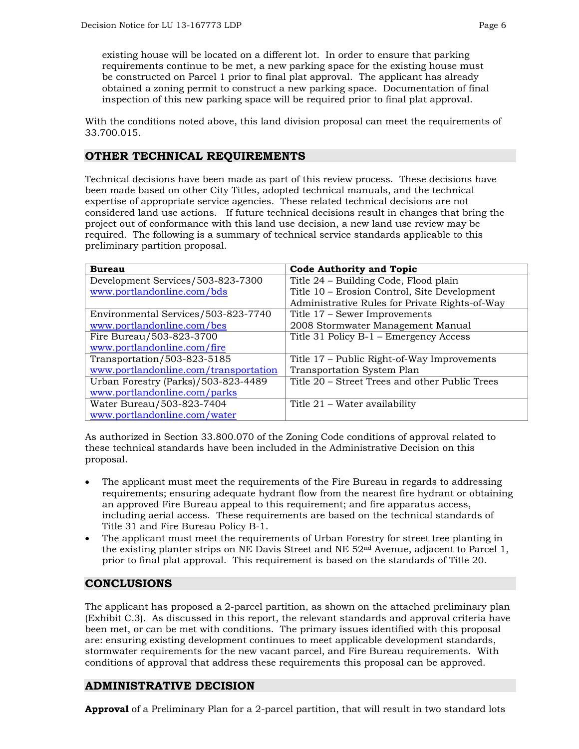existing house will be located on a different lot. In order to ensure that parking requirements continue to be met, a new parking space for the existing house must be constructed on Parcel 1 prior to final plat approval. The applicant has already obtained a zoning permit to construct a new parking space. Documentation of final inspection of this new parking space will be required prior to final plat approval.

With the conditions noted above, this land division proposal can meet the requirements of 33.700.015.

## OTHER TECHNICAL REQUIREMENTS

Technical decisions have been made as part of this review process. These decisions have been made based on other City Titles, adopted technical manuals, and the technical expertise of appropriate service agencies. These related technical decisions are not considered land use actions. If future technical decisions result in changes that bring the project out of conformance with this land use decision, a new land use review may be required. The following is a summary of technical service standards applicable to this preliminary partition proposal.

| Bureau | Code Authority and Topic |
|---|---|
| Development Services/503-823-7300<br>www.portlandonline.com/bds | Title 24 – Building Code, Flood plain<br>Title 10 – Erosion Control, Site Development<br>Administrative Rules for Private Rights-of-Way |
| Environmental Services/503-823-7740<br>www.portlandonline.com/bes | Title 17 – Sewer Improvements<br>2008 Stormwater Management Manual |
| Fire Bureau/503-823-3700<br>www.portlandonline.com/fire | Title 31 Policy B-1 – Emergency Access |
| Transportation/503-823-5185<br>www.portlandonline.com/transportation | Title 17 – Public Right-of-Way Improvements<br>Transportation System Plan |
| Urban Forestry (Parks)/503-823-4489<br>www.portlandonline.com/parks | Title 20 – Street Trees and other Public Trees |
| Water Bureau/503-823-7404<br>www.portlandonline.com/water | Title 21 – Water availability |

As authorized in Section 33.800.070 of the Zoning Code conditions of approval related to these technical standards have been included in the Administrative Decision on this proposal.

- The applicant must meet the requirements of the Fire Bureau in regards to addressing requirements; ensuring adequate hydrant flow from the nearest fire hydrant or obtaining an approved Fire Bureau appeal to this requirement; and fire apparatus access, including aerial access. These requirements are based on the technical standards of Title 31 and Fire Bureau Policy B-1.
- The applicant must meet the requirements of Urban Forestry for street tree planting in the existing planter strips on NE Davis Street and NE 52nd Avenue, adjacent to Parcel 1, prior to final plat approval. This requirement is based on the standards of Title 20.

## CONCLUSIONS

The applicant has proposed a 2-parcel partition, as shown on the attached preliminary plan (Exhibit C.3). As discussed in this report, the relevant standards and approval criteria have been met, or can be met with conditions. The primary issues identified with this proposal are: ensuring existing development continues to meet applicable development standards, stormwater requirements for the new vacant parcel, and Fire Bureau requirements. With conditions of approval that address these requirements this proposal can be approved.

## ADMINISTRATIVE DECISION

**Approval** of a Preliminary Plan for a 2-parcel partition, that will result in two standard lots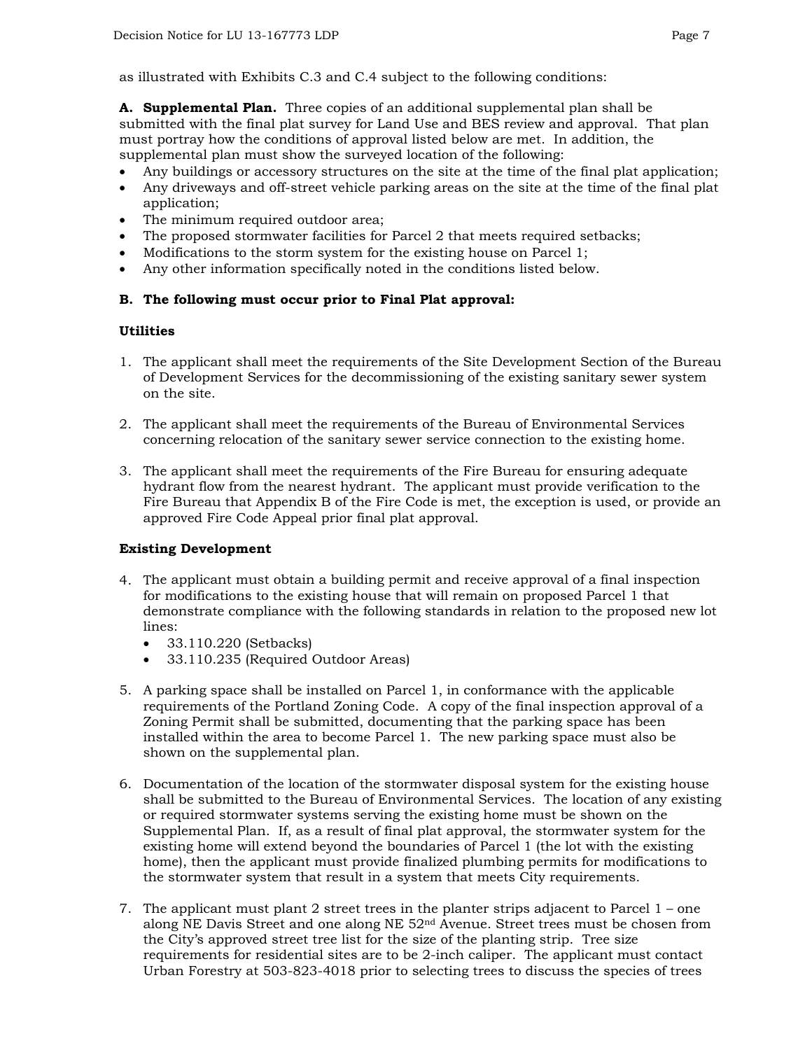as illustrated with Exhibits C.3 and C.4 subject to the following conditions:

**A. Supplemental Plan.** Three copies of an additional supplemental plan shall be submitted with the final plat survey for Land Use and BES review and approval. That plan must portray how the conditions of approval listed below are met. In addition, the supplemental plan must show the surveyed location of the following:

- Any buildings or accessory structures on the site at the time of the final plat application;
- Any driveways and off-street vehicle parking areas on the site at the time of the final plat application;
- The minimum required outdoor area;
- The proposed stormwater facilities for Parcel 2 that meets required setbacks;
- Modifications to the storm system for the existing house on Parcel 1;
- Any other information specifically noted in the conditions listed below.

**B. The following must occur prior to Final Plat approval:**

**Utilities**

1. The applicant shall meet the requirements of the Site Development Section of the Bureau of Development Services for the decommissioning of the existing sanitary sewer system on the site.

2. The applicant shall meet the requirements of the Bureau of Environmental Services concerning relocation of the sanitary sewer service connection to the existing home.

3. The applicant shall meet the requirements of the Fire Bureau for ensuring adequate hydrant flow from the nearest hydrant. The applicant must provide verification to the Fire Bureau that Appendix B of the Fire Code is met, the exception is used, or provide an approved Fire Code Appeal prior final plat approval.

**Existing Development**

4. The applicant must obtain a building permit and receive approval of a final inspection for modifications to the existing house that will remain on proposed Parcel 1 that demonstrate compliance with the following standards in relation to the proposed new lot lines:
   - 33.110.220 (Setbacks)
   - 33.110.235 (Required Outdoor Areas)

5. A parking space shall be installed on Parcel 1, in conformance with the applicable requirements of the Portland Zoning Code. A copy of the final inspection approval of a Zoning Permit shall be submitted, documenting that the parking space has been installed within the area to become Parcel 1. The new parking space must also be shown on the supplemental plan.

6. Documentation of the location of the stormwater disposal system for the existing house shall be submitted to the Bureau of Environmental Services. The location of any existing or required stormwater systems serving the existing home must be shown on the Supplemental Plan. If, as a result of final plat approval, the stormwater system for the existing home will extend beyond the boundaries of Parcel 1 (the lot with the existing home), then the applicant must provide finalized plumbing permits for modifications to the stormwater system that result in a system that meets City requirements.

7. The applicant must plant 2 street trees in the planter strips adjacent to Parcel 1 – one along NE Davis Street and one along NE 52nd Avenue. Street trees must be chosen from the City's approved street tree list for the size of the planting strip. Tree size requirements for residential sites are to be 2-inch caliper. The applicant must contact Urban Forestry at 503-823-4018 prior to selecting trees to discuss the species of trees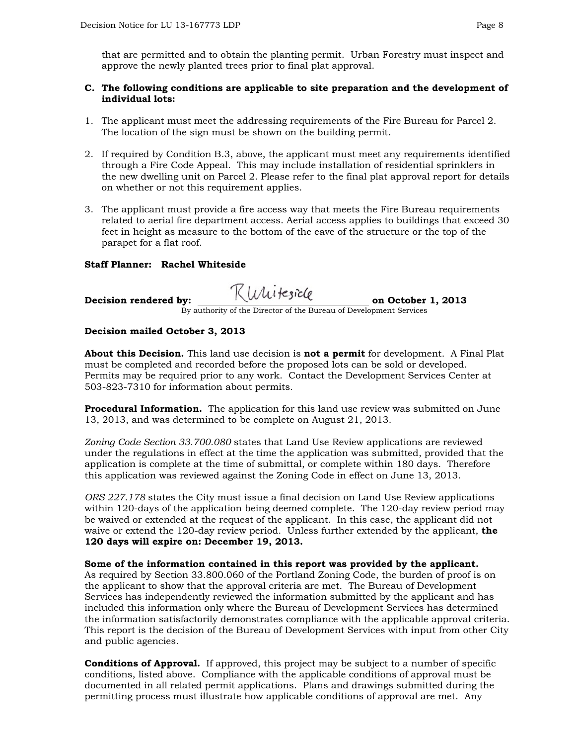that are permitted and to obtain the planting permit. Urban Forestry must inspect and approve the newly planted trees prior to final plat approval.

**C. The following conditions are applicable to site preparation and the development of individual lots:**

1. The applicant must meet the addressing requirements of the Fire Bureau for Parcel 2. The location of the sign must be shown on the building permit.

2. If required by Condition B.3, above, the applicant must meet any requirements identified through a Fire Code Appeal. This may include installation of residential sprinklers in the new dwelling unit on Parcel 2. Please refer to the final plat approval report for details on whether or not this requirement applies.

3. The applicant must provide a fire access way that meets the Fire Bureau requirements related to aerial fire department access. Aerial access applies to buildings that exceed 30 feet in height as measure to the bottom of the eave of the structure or the top of the parapet for a flat roof.

**Staff Planner: Rachel Whiteside**

**Decision rendered by:** RWhiteside **on October 1, 2013**
By authority of the Director of the Bureau of Development Services

**Decision mailed October 3, 2013**

**About this Decision.** This land use decision is **not a permit** for development. A Final Plat must be completed and recorded before the proposed lots can be sold or developed. Permits may be required prior to any work. Contact the Development Services Center at 503-823-7310 for information about permits.

**Procedural Information.** The application for this land use review was submitted on June 13, 2013, and was determined to be complete on August 21, 2013.

*Zoning Code Section 33.700.080* states that Land Use Review applications are reviewed under the regulations in effect at the time the application was submitted, provided that the application is complete at the time of submittal, or complete within 180 days. Therefore this application was reviewed against the Zoning Code in effect on June 13, 2013.

*ORS 227.178* states the City must issue a final decision on Land Use Review applications within 120-days of the application being deemed complete. The 120-day review period may be waived or extended at the request of the applicant. In this case, the applicant did not waive or extend the 120-day review period. Unless further extended by the applicant, **the 120 days will expire on: December 19, 2013.**

**Some of the information contained in this report was provided by the applicant.** As required by Section 33.800.060 of the Portland Zoning Code, the burden of proof is on the applicant to show that the approval criteria are met. The Bureau of Development Services has independently reviewed the information submitted by the applicant and has included this information only where the Bureau of Development Services has determined the information satisfactorily demonstrates compliance with the applicable approval criteria. This report is the decision of the Bureau of Development Services with input from other City and public agencies.

**Conditions of Approval.** If approved, this project may be subject to a number of specific conditions, listed above. Compliance with the applicable conditions of approval must be documented in all related permit applications. Plans and drawings submitted during the permitting process must illustrate how applicable conditions of approval are met. Any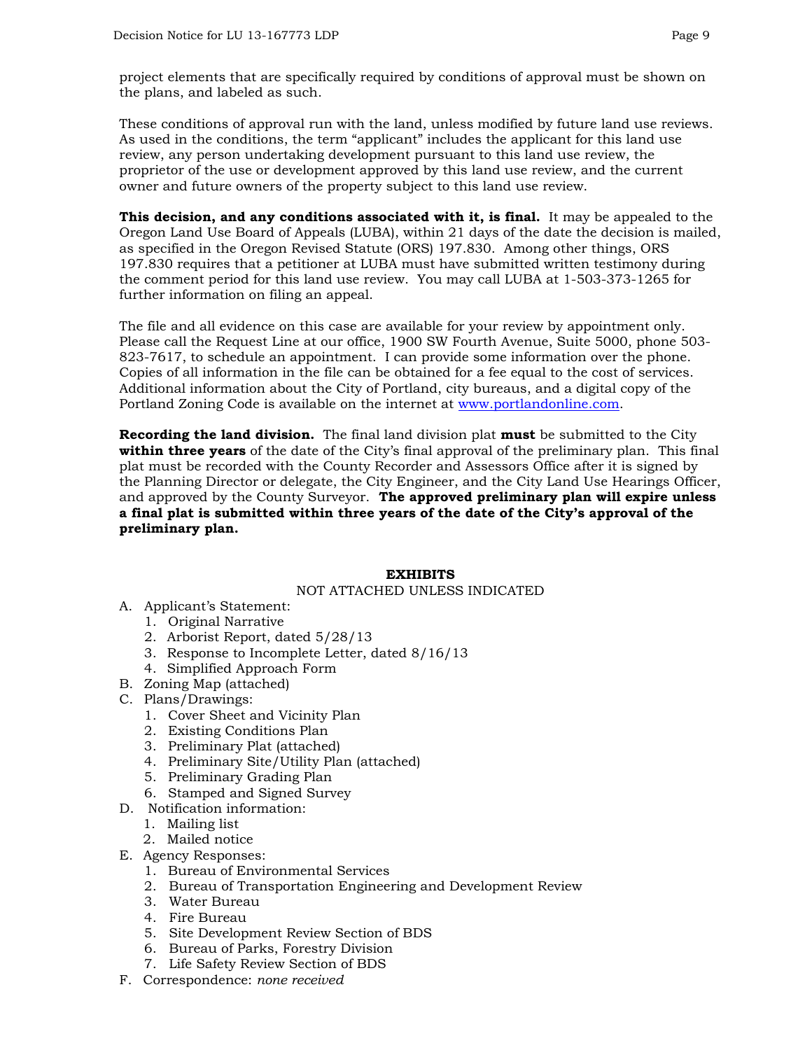project elements that are specifically required by conditions of approval must be shown on the plans, and labeled as such.

These conditions of approval run with the land, unless modified by future land use reviews. As used in the conditions, the term "applicant" includes the applicant for this land use review, any person undertaking development pursuant to this land use review, the proprietor of the use or development approved by this land use review, and the current owner and future owners of the property subject to this land use review.

**This decision, and any conditions associated with it, is final.** It may be appealed to the Oregon Land Use Board of Appeals (LUBA), within 21 days of the date the decision is mailed, as specified in the Oregon Revised Statute (ORS) 197.830. Among other things, ORS 197.830 requires that a petitioner at LUBA must have submitted written testimony during the comment period for this land use review. You may call LUBA at 1-503-373-1265 for further information on filing an appeal.

The file and all evidence on this case are available for your review by appointment only. Please call the Request Line at our office, 1900 SW Fourth Avenue, Suite 5000, phone 503-823-7617, to schedule an appointment. I can provide some information over the phone. Copies of all information in the file can be obtained for a fee equal to the cost of services. Additional information about the City of Portland, city bureaus, and a digital copy of the Portland Zoning Code is available on the internet at www.portlandonline.com.

**Recording the land division.** The final land division plat **must** be submitted to the City **within three years** of the date of the City's final approval of the preliminary plan. This final plat must be recorded with the County Recorder and Assessors Office after it is signed by the Planning Director or delegate, the City Engineer, and the City Land Use Hearings Officer, and approved by the County Surveyor. **The approved preliminary plan will expire unless a final plat is submitted within three years of the date of the City's approval of the preliminary plan.**

## EXHIBITS

NOT ATTACHED UNLESS INDICATED

A. Applicant's Statement:
   1. Original Narrative
   2. Arborist Report, dated 5/28/13
   3. Response to Incomplete Letter, dated 8/16/13
   4. Simplified Approach Form
B. Zoning Map (attached)
C. Plans/Drawings:
   1. Cover Sheet and Vicinity Plan
   2. Existing Conditions Plan
   3. Preliminary Plat (attached)
   4. Preliminary Site/Utility Plan (attached)
   5. Preliminary Grading Plan
   6. Stamped and Signed Survey
D. Notification information:
   1. Mailing list
   2. Mailed notice
E. Agency Responses:
   1. Bureau of Environmental Services
   2. Bureau of Transportation Engineering and Development Review
   3. Water Bureau
   4. Fire Bureau
   5. Site Development Review Section of BDS
   6. Bureau of Parks, Forestry Division
   7. Life Safety Review Section of BDS
F. Correspondence: *none received*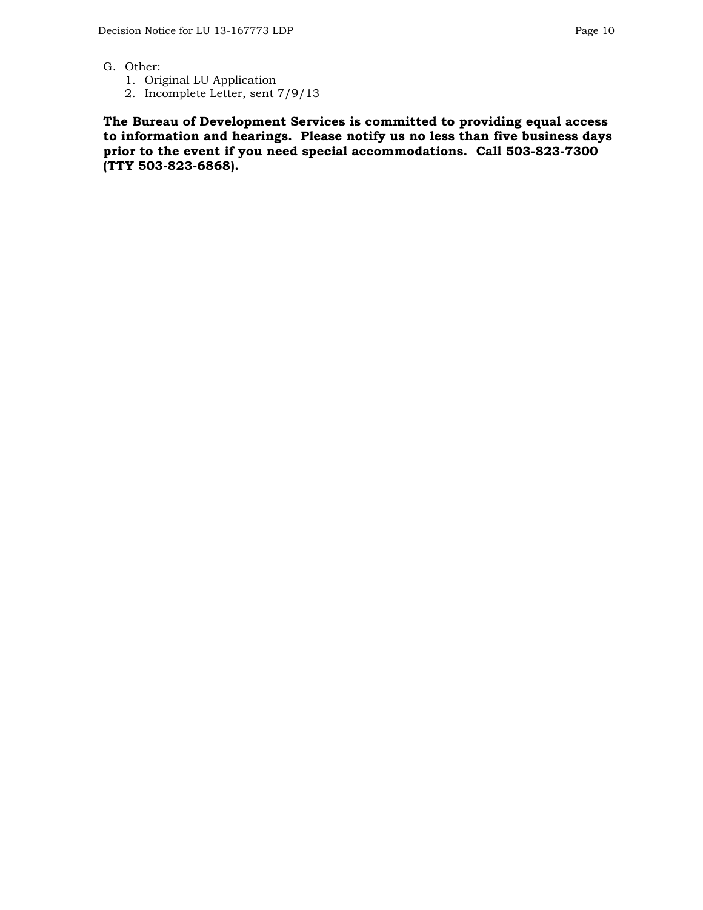G. Other:
  1. Original LU Application
  2. Incomplete Letter, sent 7/9/13

**The Bureau of Development Services is committed to providing equal access to information and hearings. Please notify us no less than five business days prior to the event if you need special accommodations. Call 503-823-7300 (TTY 503-823-6868).**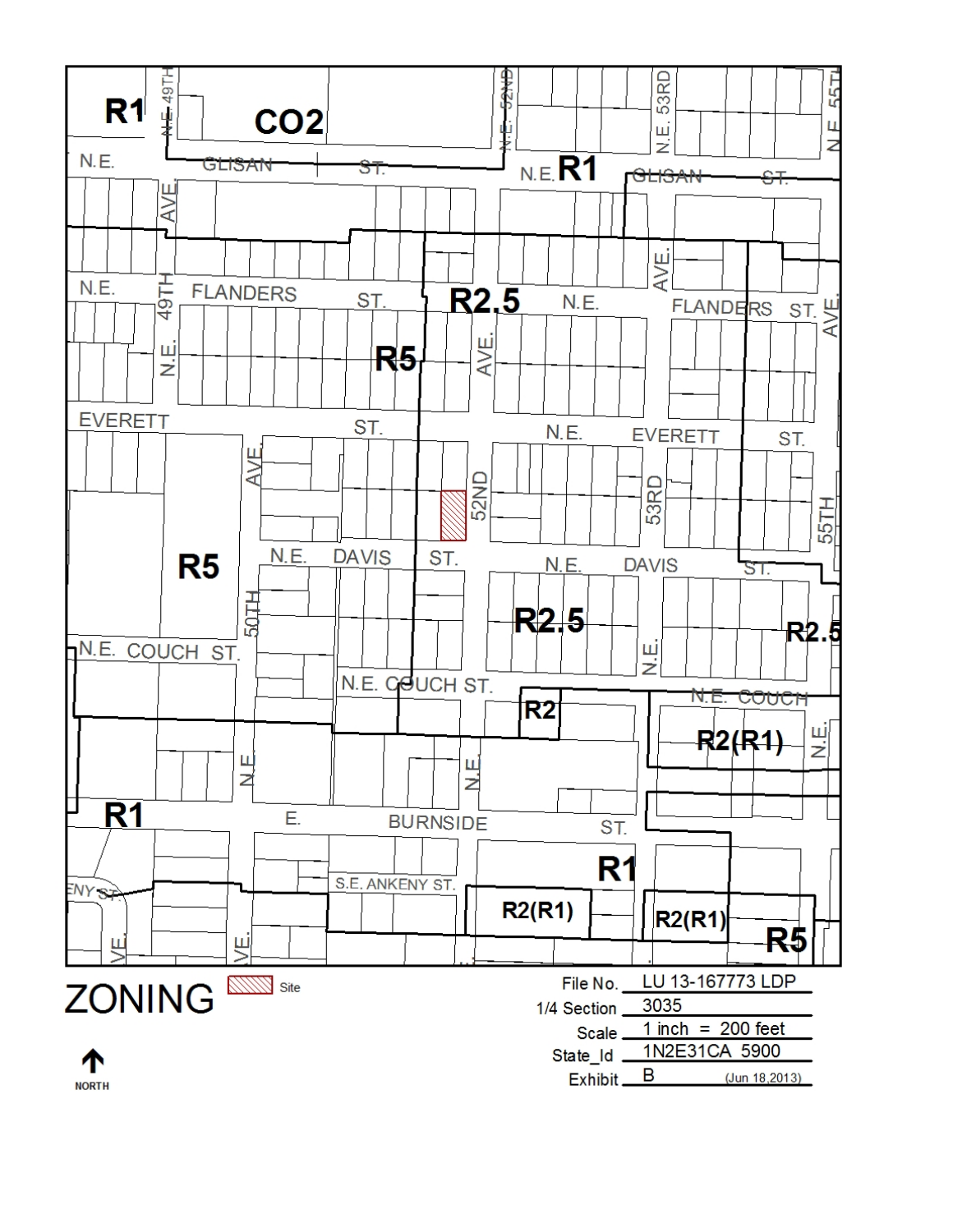# ZONING

Site

NORTH

| | |
|---|---|
| File No. | LU 13-167773 LDP |
| 1/4 Section | 3035 |
| Scale | 1 inch = 200 feet |
| State_Id | 1N2E31CA 5900 |
| Exhibit | B (Jun 18,2013) |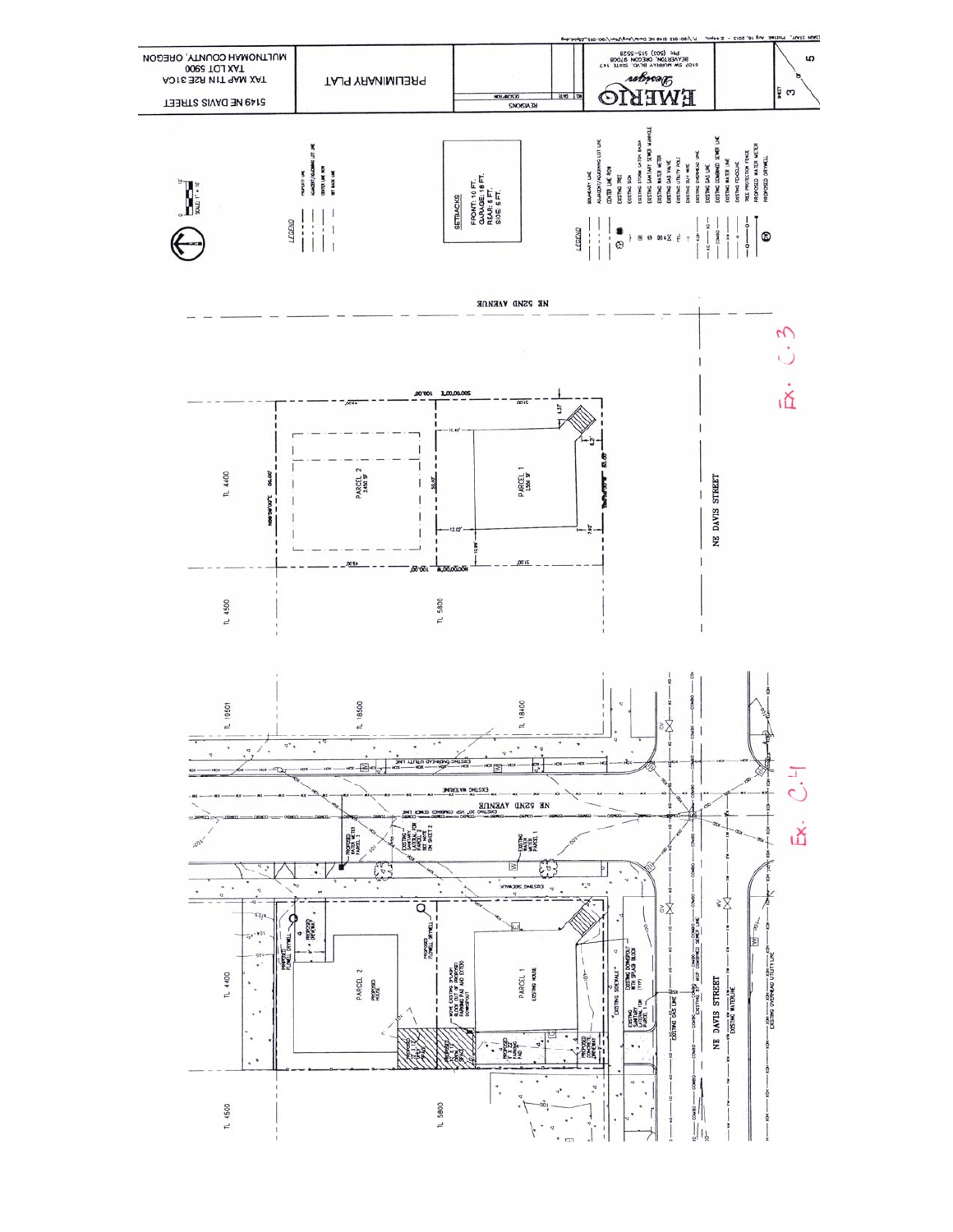5149 NE DAVIS STREET

TAX MAP 1N 2E 31CA

TAX LOT 5900

MULTNOMAH COUNTY, OREGON

PRELIMINARY PLAT

REVISIONS

EMERIO Design

6107 SW MURRAY BLVD. SUITE 147
BEAVERTON, OREGON 97008
PH: (503) 515-5528

SHEET 3 of 5

SETBACKS
FRONT: 10 FT.
GARAGE: 18 FT.
REAR: 5 FT.
SIDE: 5 FT.

LEGEND

- BOUNDARY LINE
- ADJACENT/ALIGNING LOT LINE
- CENTER LINE ROW
- EXISTING TREE
- EXISTING SIGN
- EXISTING STORM CATCH BASIN
- EXISTING SANITARY SEWER MANHOLE
- EXISTING WATER METER
- EXISTING GAS VALVE
- EXISTING UTILITY POLE
- EXISTING GUY WIRE
- EXISTING OVERHEAD LINE
- EXISTING GAS LINE
- EXISTING COMBINED SEWER LINE
- EXISTING WATER LINE
- EXISTING FENCELINE
- TREE PROTECTION FENCE
- PROPOSED WATER METER
- PROPOSED DRYWELL

LEGEND

- PROPERTY LINE
- ADJACENT/ALIGNING LOT LINE
- CENTER LINE ROW
- SET BACK LINE

SCALE: 1" = 10'

NE 52ND AVENUE

NE DAVIS STREET

TL 4400

TL 4500

TL 5800

PARCEL 1

PARCEL 2

Ex. C.3

TL 19501

TL 18500

TL 18400

PARCEL 1 EXISTING HOUSE

PARCEL 2 PROPOSED HOUSE

EXISTING WATERLINE

EXISTING OVERHEAD UTILITY LINE

EXISTING SIDEWALK

PROPOSED DRYWELL

PROPOSED DRIVEWAY

Ex. C.4